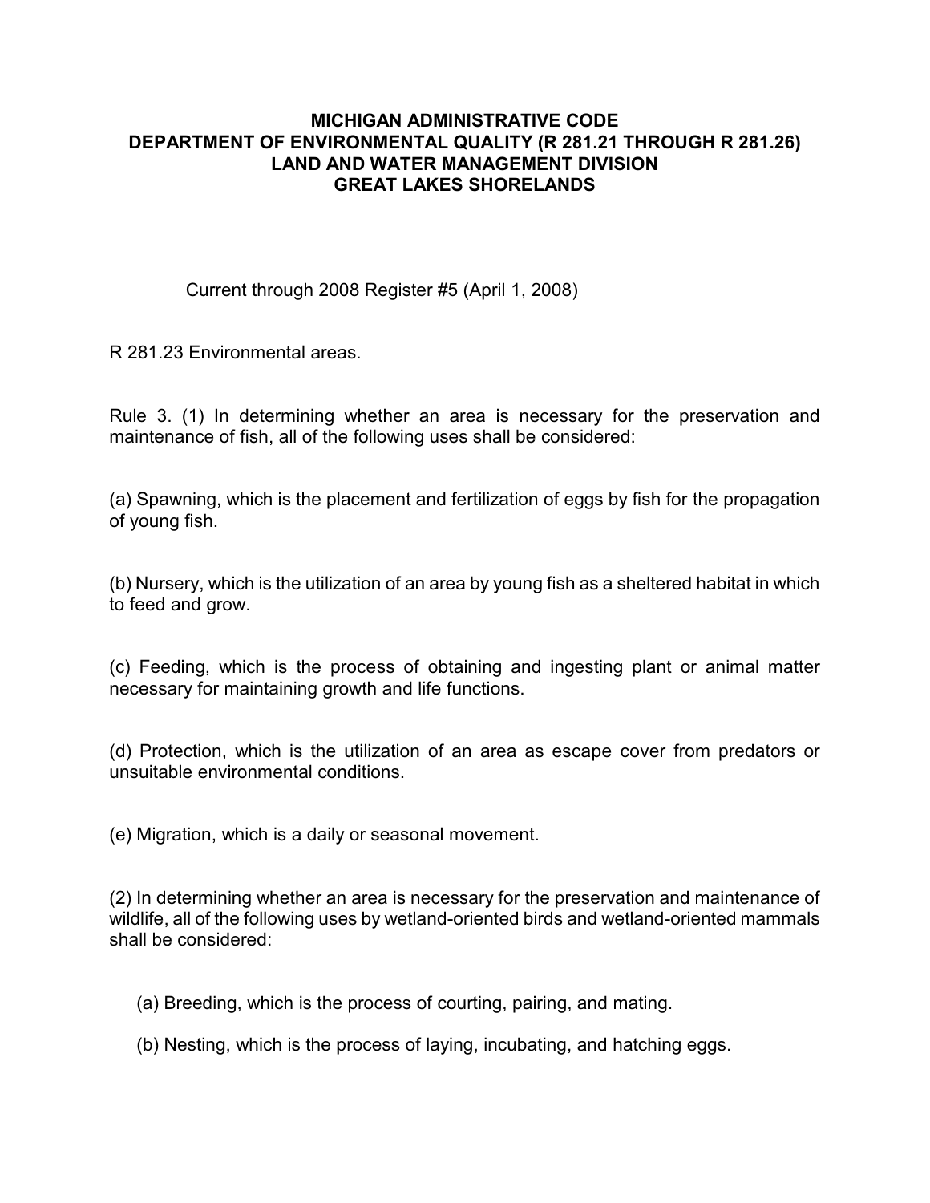# MICHIGAN ADMINISTRATIVE CODE
# DEPARTMENT OF ENVIRONMENTAL QUALITY (R 281.21 THROUGH R 281.26)
# LAND AND WATER MANAGEMENT DIVISION
# GREAT LAKES SHORELANDS

Current through 2008 Register #5 (April 1, 2008)

R 281.23 Environmental areas.

Rule 3. (1) In determining whether an area is necessary for the preservation and maintenance of fish, all of the following uses shall be considered:

(a) Spawning, which is the placement and fertilization of eggs by fish for the propagation of young fish.

(b) Nursery, which is the utilization of an area by young fish as a sheltered habitat in which to feed and grow.

(c) Feeding, which is the process of obtaining and ingesting plant or animal matter necessary for maintaining growth and life functions.

(d) Protection, which is the utilization of an area as escape cover from predators or unsuitable environmental conditions.

(e) Migration, which is a daily or seasonal movement.

(2) In determining whether an area is necessary for the preservation and maintenance of wildlife, all of the following uses by wetland-oriented birds and wetland-oriented mammals shall be considered:

(a) Breeding, which is the process of courting, pairing, and mating.

(b) Nesting, which is the process of laying, incubating, and hatching eggs.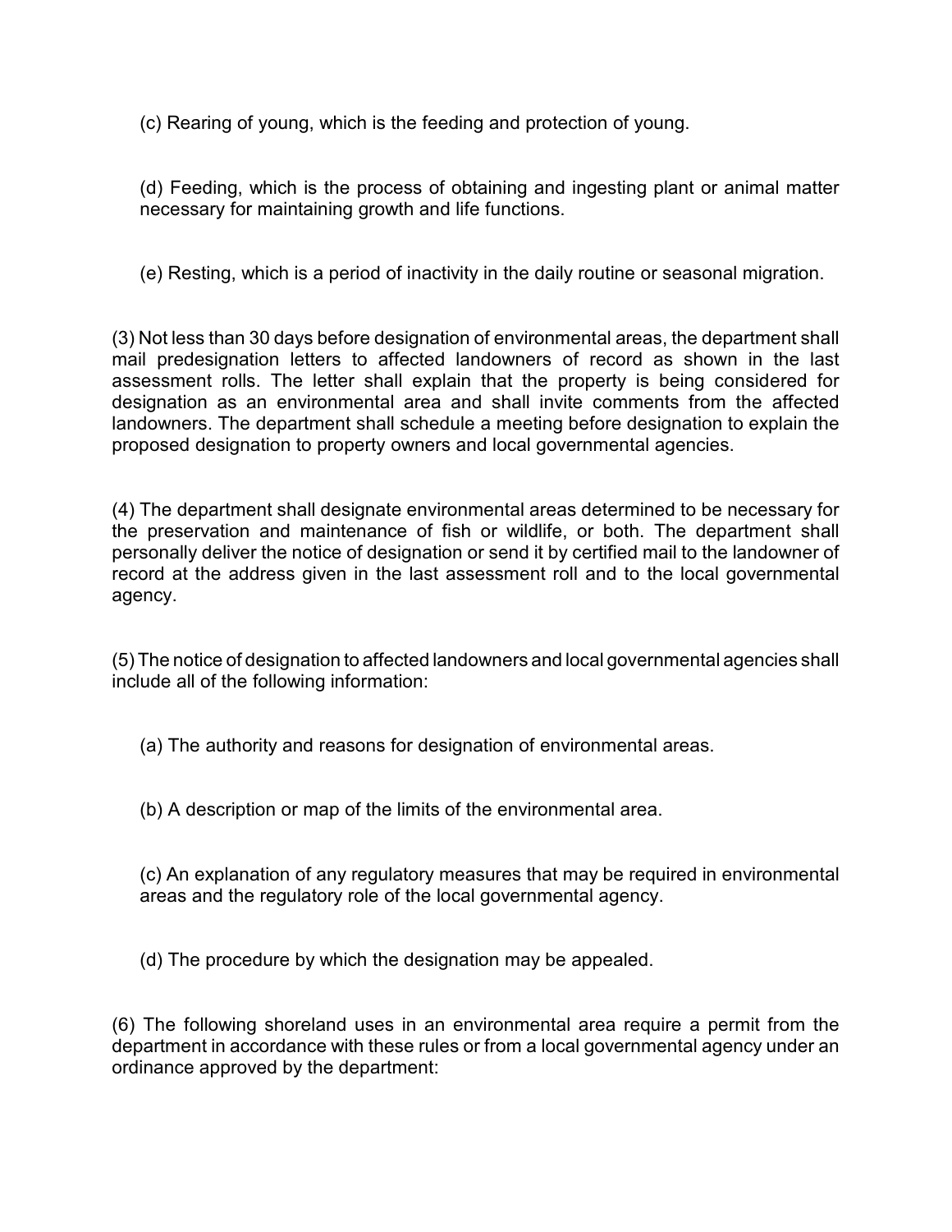(c) Rearing of young, which is the feeding and protection of young.

(d) Feeding, which is the process of obtaining and ingesting plant or animal matter necessary for maintaining growth and life functions.

(e) Resting, which is a period of inactivity in the daily routine or seasonal migration.

(3) Not less than 30 days before designation of environmental areas, the department shall mail predesignation letters to affected landowners of record as shown in the last assessment rolls. The letter shall explain that the property is being considered for designation as an environmental area and shall invite comments from the affected landowners. The department shall schedule a meeting before designation to explain the proposed designation to property owners and local governmental agencies.

(4) The department shall designate environmental areas determined to be necessary for the preservation and maintenance of fish or wildlife, or both. The department shall personally deliver the notice of designation or send it by certified mail to the landowner of record at the address given in the last assessment roll and to the local governmental agency.

(5) The notice of designation to affected landowners and local governmental agencies shall include all of the following information:

(a) The authority and reasons for designation of environmental areas.

(b) A description or map of the limits of the environmental area.

(c) An explanation of any regulatory measures that may be required in environmental areas and the regulatory role of the local governmental agency.

(d) The procedure by which the designation may be appealed.

(6) The following shoreland uses in an environmental area require a permit from the department in accordance with these rules or from a local governmental agency under an ordinance approved by the department: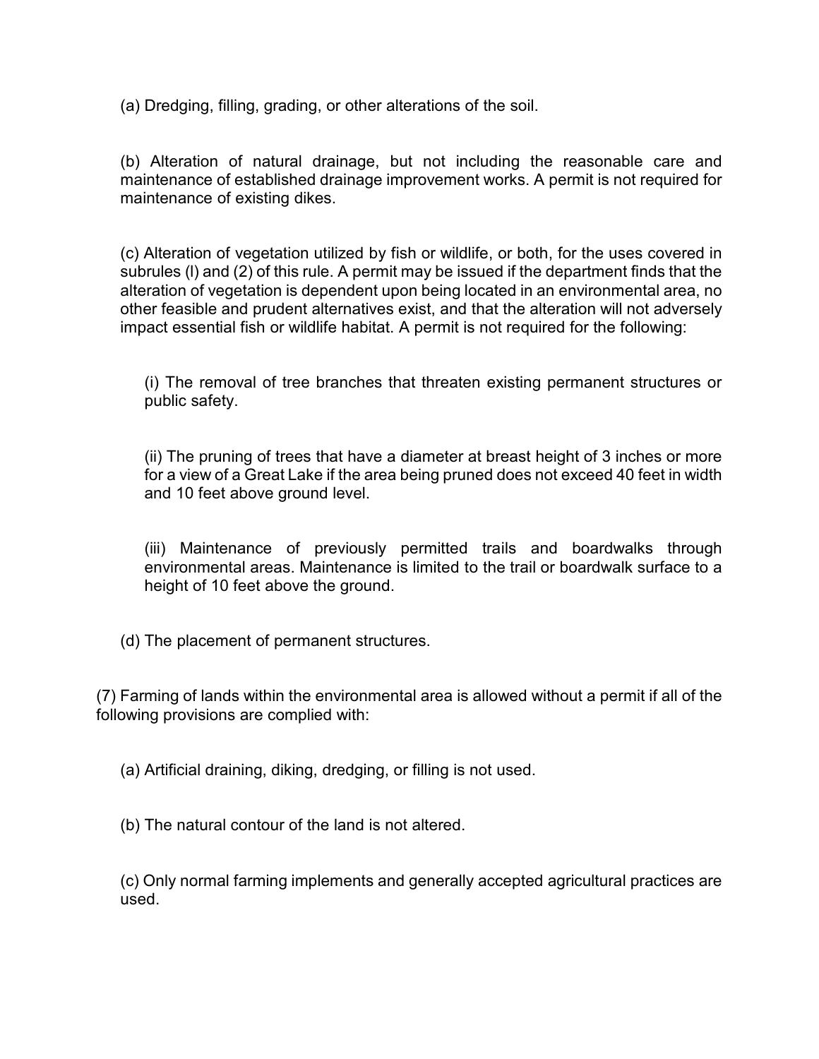(a) Dredging, filling, grading, or other alterations of the soil.

(b) Alteration of natural drainage, but not including the reasonable care and maintenance of established drainage improvement works. A permit is not required for maintenance of existing dikes.

(c) Alteration of vegetation utilized by fish or wildlife, or both, for the uses covered in subrules (l) and (2) of this rule. A permit may be issued if the department finds that the alteration of vegetation is dependent upon being located in an environmental area, no other feasible and prudent alternatives exist, and that the alteration will not adversely impact essential fish or wildlife habitat. A permit is not required for the following:

(i) The removal of tree branches that threaten existing permanent structures or public safety.

(ii) The pruning of trees that have a diameter at breast height of 3 inches or more for a view of a Great Lake if the area being pruned does not exceed 40 feet in width and 10 feet above ground level.

(iii) Maintenance of previously permitted trails and boardwalks through environmental areas. Maintenance is limited to the trail or boardwalk surface to a height of 10 feet above the ground.

(d) The placement of permanent structures.

(7) Farming of lands within the environmental area is allowed without a permit if all of the following provisions are complied with:

(a) Artificial draining, diking, dredging, or filling is not used.

(b) The natural contour of the land is not altered.

(c) Only normal farming implements and generally accepted agricultural practices are used.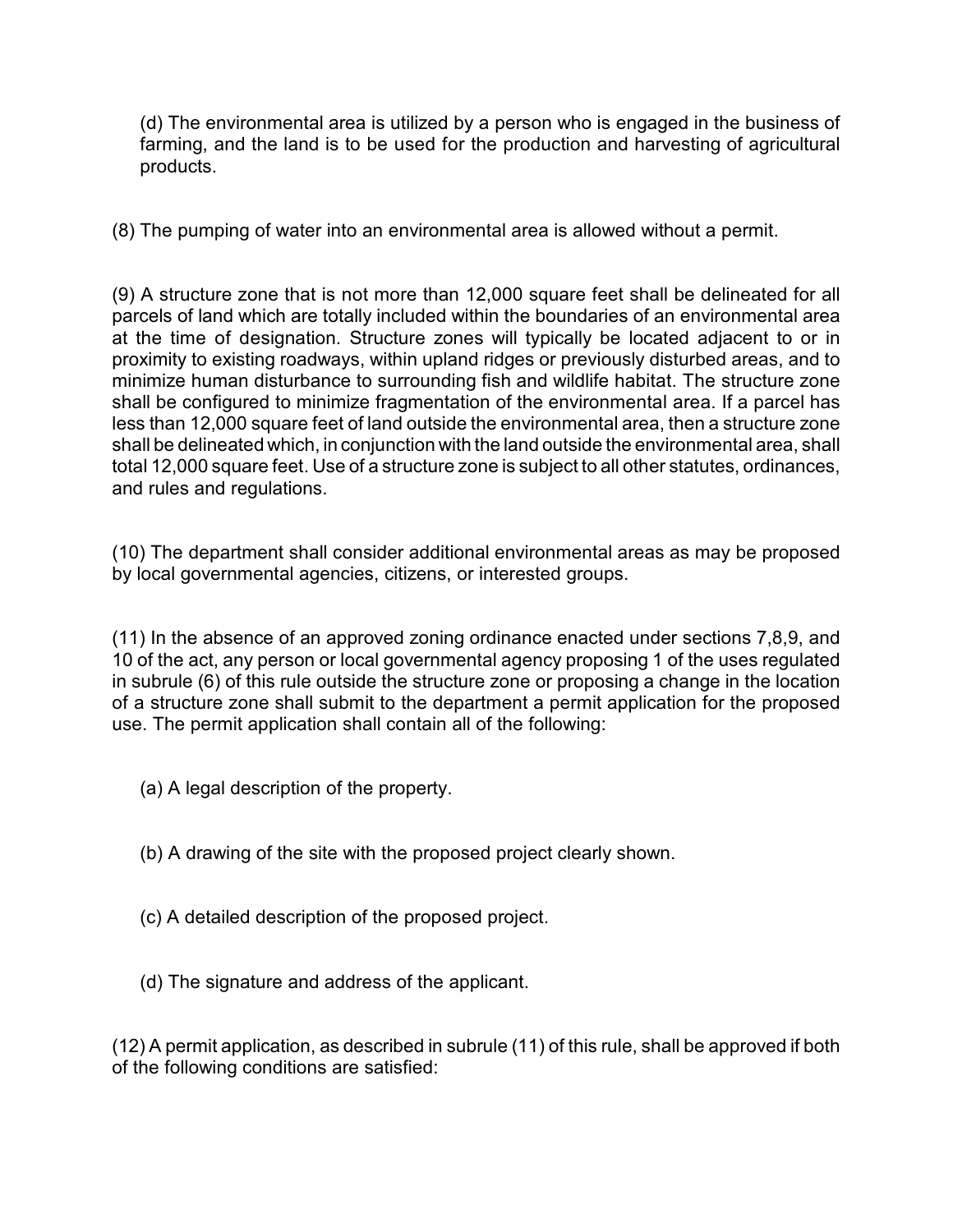(d) The environmental area is utilized by a person who is engaged in the business of farming, and the land is to be used for the production and harvesting of agricultural products.

(8) The pumping of water into an environmental area is allowed without a permit.

(9) A structure zone that is not more than 12,000 square feet shall be delineated for all parcels of land which are totally included within the boundaries of an environmental area at the time of designation. Structure zones will typically be located adjacent to or in proximity to existing roadways, within upland ridges or previously disturbed areas, and to minimize human disturbance to surrounding fish and wildlife habitat. The structure zone shall be configured to minimize fragmentation of the environmental area. If a parcel has less than 12,000 square feet of land outside the environmental area, then a structure zone shall be delineated which, in conjunction with the land outside the environmental area, shall total 12,000 square feet. Use of a structure zone is subject to all other statutes, ordinances, and rules and regulations.

(10) The department shall consider additional environmental areas as may be proposed by local governmental agencies, citizens, or interested groups.

(11) In the absence of an approved zoning ordinance enacted under sections 7,8,9, and 10 of the act, any person or local governmental agency proposing 1 of the uses regulated in subrule (6) of this rule outside the structure zone or proposing a change in the location of a structure zone shall submit to the department a permit application for the proposed use. The permit application shall contain all of the following:

(a) A legal description of the property.

(b) A drawing of the site with the proposed project clearly shown.

(c) A detailed description of the proposed project.

(d) The signature and address of the applicant.

(12) A permit application, as described in subrule (11) of this rule, shall be approved if both of the following conditions are satisfied: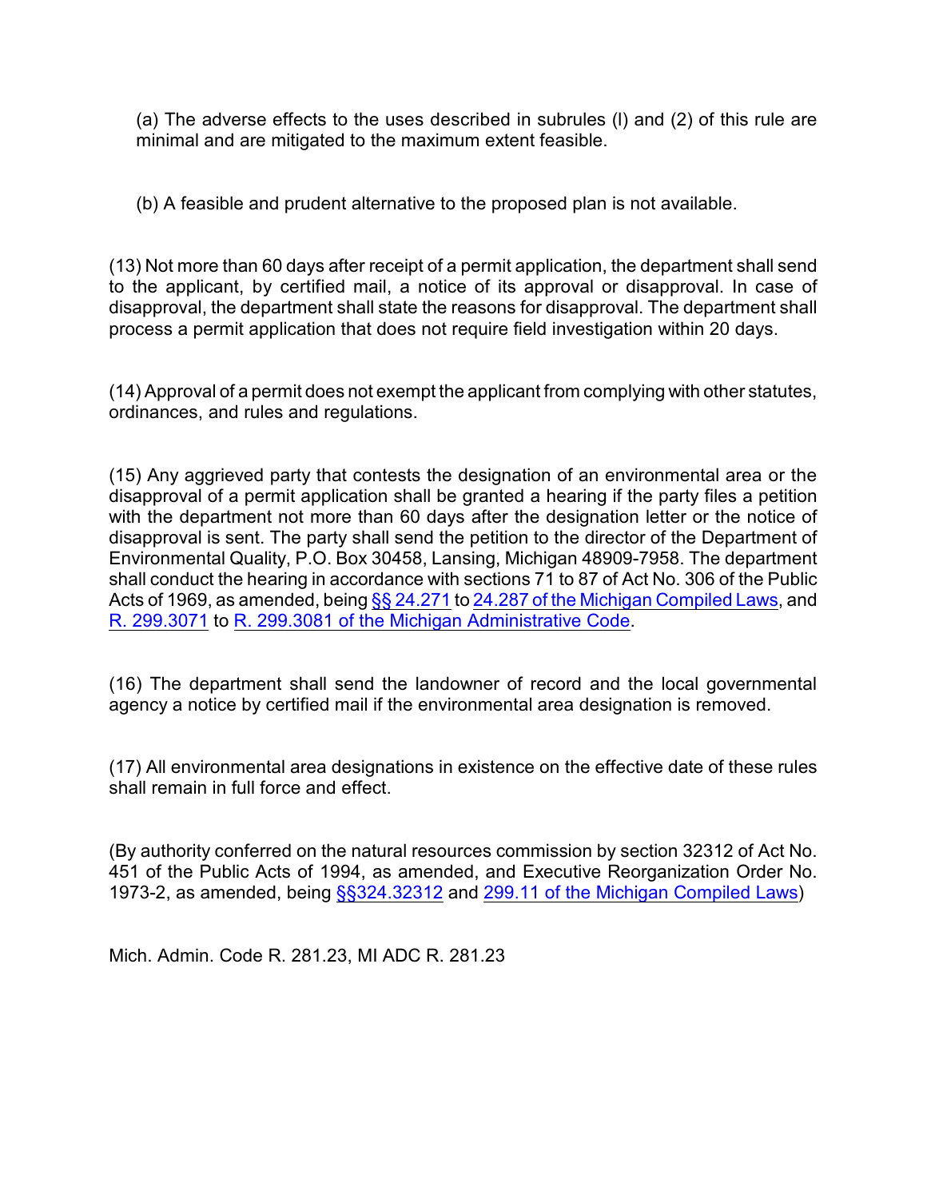(a) The adverse effects to the uses described in subrules (l) and (2) of this rule are minimal and are mitigated to the maximum extent feasible.

(b) A feasible and prudent alternative to the proposed plan is not available.

(13) Not more than 60 days after receipt of a permit application, the department shall send to the applicant, by certified mail, a notice of its approval or disapproval. In case of disapproval, the department shall state the reasons for disapproval. The department shall process a permit application that does not require field investigation within 20 days.

(14) Approval of a permit does not exempt the applicant from complying with other statutes, ordinances, and rules and regulations.

(15) Any aggrieved party that contests the designation of an environmental area or the disapproval of a permit application shall be granted a hearing if the party files a petition with the department not more than 60 days after the designation letter or the notice of disapproval is sent. The party shall send the petition to the director of the Department of Environmental Quality, P.O. Box 30458, Lansing, Michigan 48909-7958. The department shall conduct the hearing in accordance with sections 71 to 87 of Act No. 306 of the Public Acts of 1969, as amended, being §§ 24.271 to 24.287 of the Michigan Compiled Laws, and R. 299.3071 to R. 299.3081 of the Michigan Administrative Code.

(16) The department shall send the landowner of record and the local governmental agency a notice by certified mail if the environmental area designation is removed.

(17) All environmental area designations in existence on the effective date of these rules shall remain in full force and effect.

(By authority conferred on the natural resources commission by section 32312 of Act No. 451 of the Public Acts of 1994, as amended, and Executive Reorganization Order No. 1973-2, as amended, being §§324.32312 and 299.11 of the Michigan Compiled Laws)

Mich. Admin. Code R. 281.23, MI ADC R. 281.23